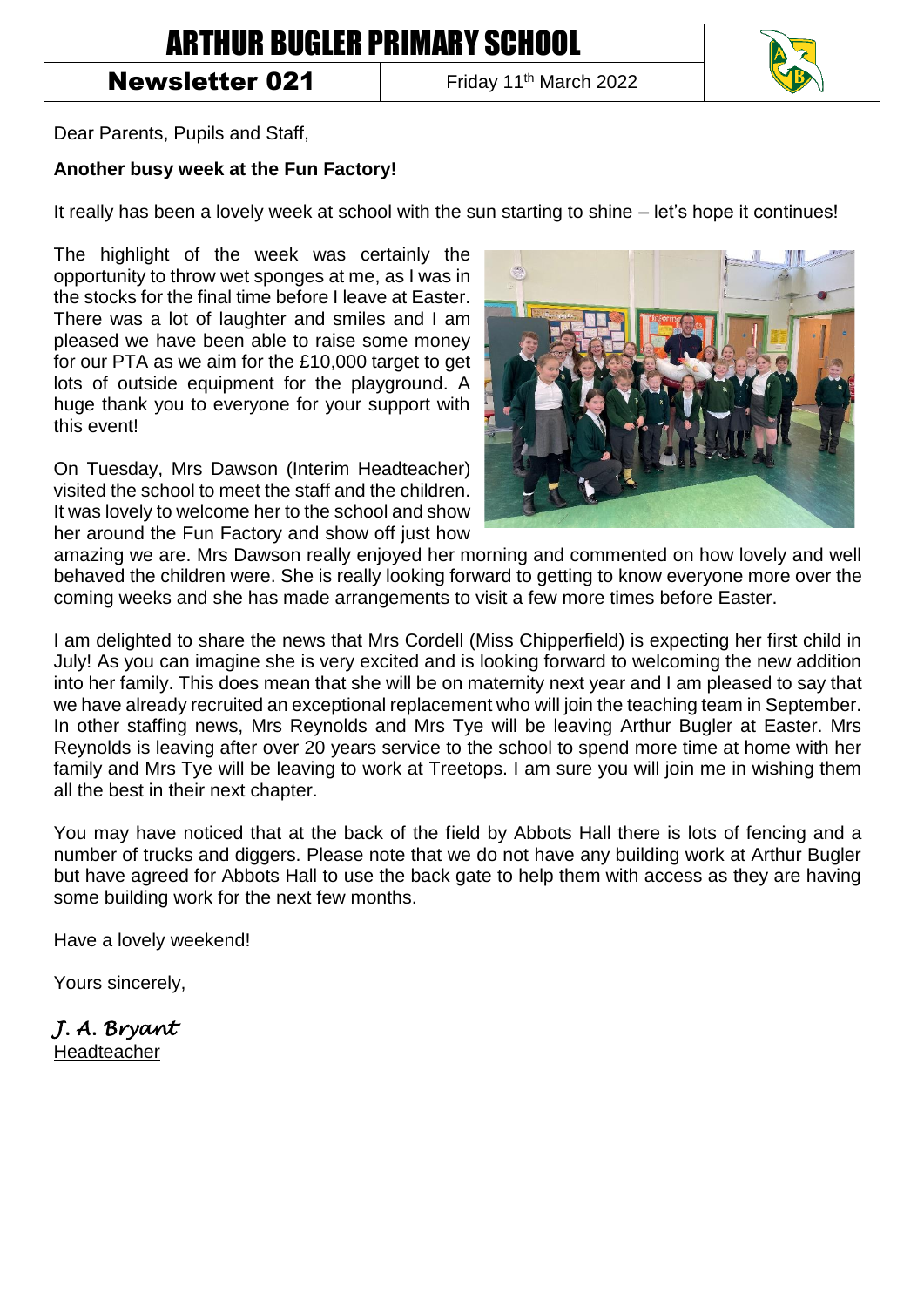# ARTHUR BUGLER PRIMARY SCHOOL

**Newsletter 021** | Friday 11th March 2022

Dear Parents, Pupils and Staff,

**Another busy week at the Fun Factory!**

It really has been a lovely week at school with the sun starting to shine – let's hope it continues!

The highlight of the week was certainly the opportunity to throw wet sponges at me, as I was in the stocks for the final time before I leave at Easter. There was a lot of laughter and smiles and I am pleased we have been able to raise some money for our PTA as we aim for the £10,000 target to get lots of outside equipment for the playground. A huge thank you to everyone for your support with this event!

On Tuesday, Mrs Dawson (Interim Headteacher) visited the school to meet the staff and the children. It was lovely to welcome her to the school and show her around the Fun Factory and show off just how amazing we are. Mrs Dawson really enjoyed her morning and commented on how lovely and well behaved the children were. She is really looking forward to getting to know everyone more over the coming weeks and she has made arrangements to visit a few more times before Easter.

I am delighted to share the news that Mrs Cordell (Miss Chipperfield) is expecting her first child in July! As you can imagine she is very excited and is looking forward to welcoming the new addition into her family. This does mean that she will be on maternity next year and I am pleased to say that we have already recruited an exceptional replacement who will join the teaching team in September. In other staffing news, Mrs Reynolds and Mrs Tye will be leaving Arthur Bugler at Easter. Mrs Reynolds is leaving after over 20 years service to the school to spend more time at home with her family and Mrs Tye will be leaving to work at Treetops. I am sure you will join me in wishing them all the best in their next chapter.

You may have noticed that at the back of the field by Abbots Hall there is lots of fencing and a number of trucks and diggers. Please note that we do not have any building work at Arthur Bugler but have agreed for Abbots Hall to use the back gate to help them with access as they are having some building work for the next few months.

Have a lovely weekend!

Yours sincerely,

*J. A. Bryant*
Headteacher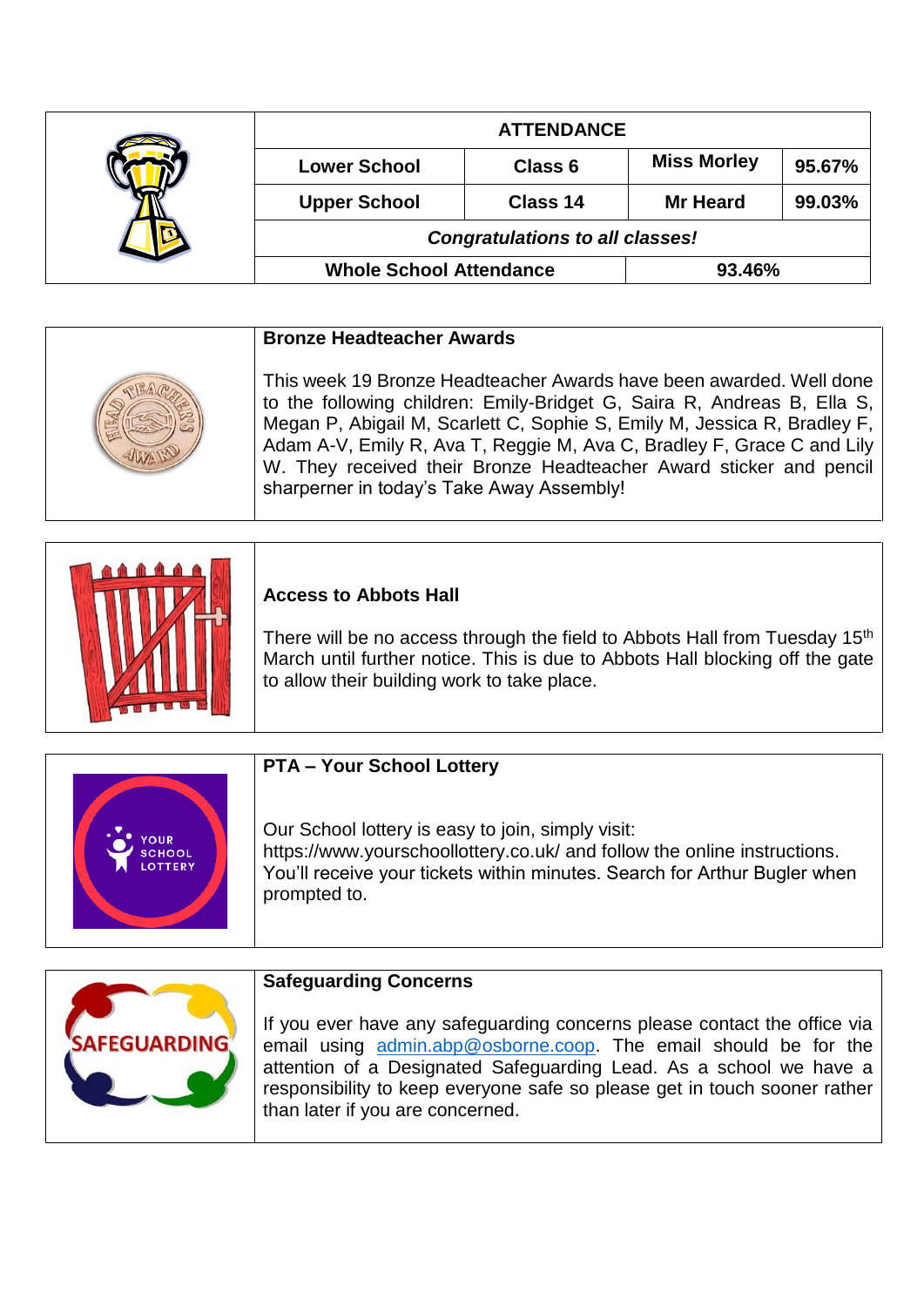| ATTENDANCE | | | |
|---|---|---|---|
| Lower School | Class 6 | Miss Morley | 95.67% |
| Upper School | Class 14 | Mr Heard | 99.03% |
| *Congratulations to all classes!* | | | |
| Whole School Attendance | | 93.46% | |

**Bronze Headteacher Awards**

This week 19 Bronze Headteacher Awards have been awarded. Well done to the following children: Emily-Bridget G, Saira R, Andreas B, Ella S, Megan P, Abigail M, Scarlett C, Sophie S, Emily M, Jessica R, Bradley F, Adam A-V, Emily R, Ava T, Reggie M, Ava C, Bradley F, Grace C and Lily W. They received their Bronze Headteacher Award sticker and pencil sharperner in today's Take Away Assembly!

**Access to Abbots Hall**

There will be no access through the field to Abbots Hall from Tuesday 15th March until further notice. This is due to Abbots Hall blocking off the gate to allow their building work to take place.

**PTA – Your School Lottery**

Our School lottery is easy to join, simply visit: https://www.yourschoollottery.co.uk/ and follow the online instructions. You'll receive your tickets within minutes. Search for Arthur Bugler when prompted to.

**Safeguarding Concerns**

If you ever have any safeguarding concerns please contact the office via email using admin.abp@osborne.coop. The email should be for the attention of a Designated Safeguarding Lead. As a school we have a responsibility to keep everyone safe so please get in touch sooner rather than later if you are concerned.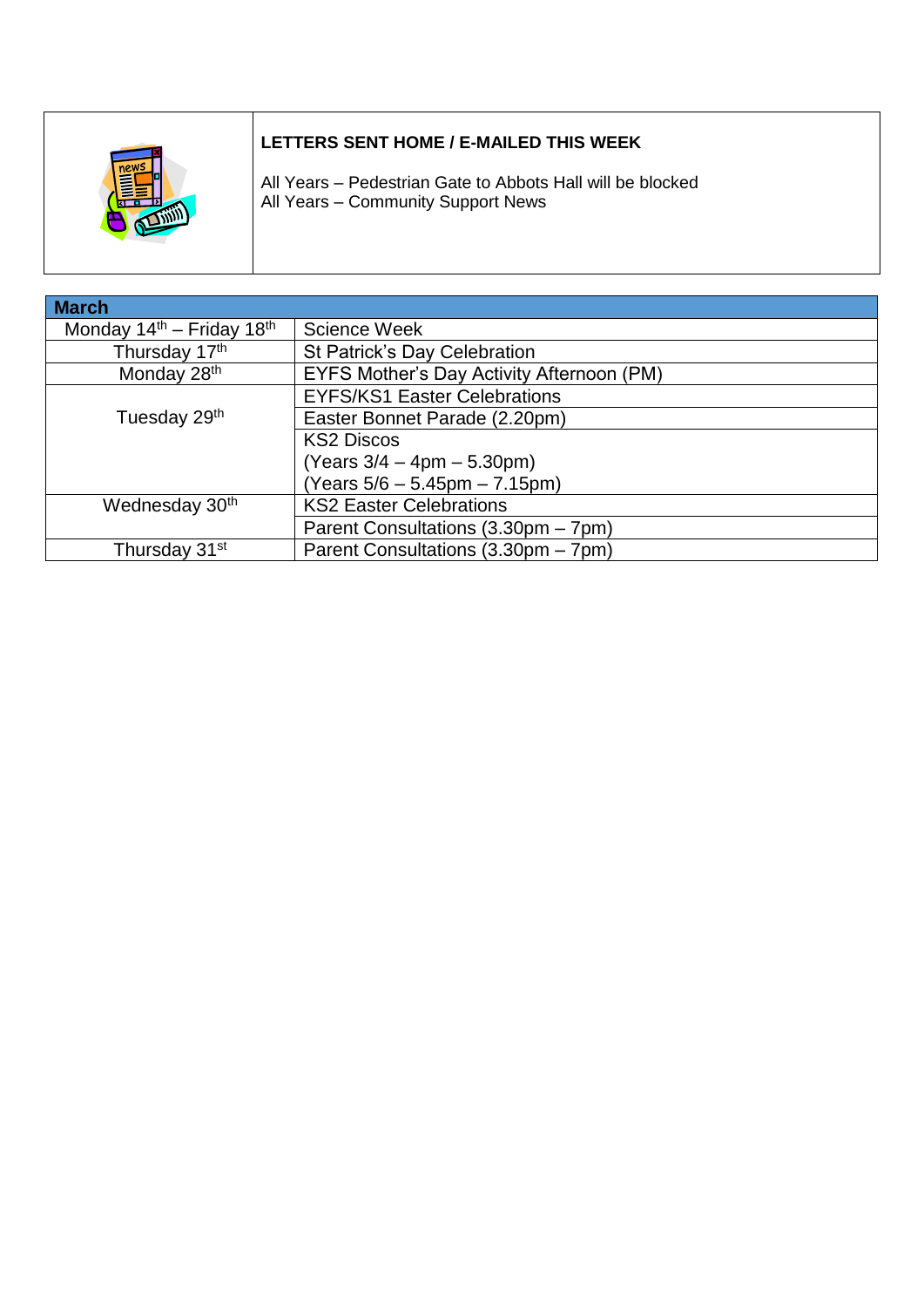**LETTERS SENT HOME / E-MAILED THIS WEEK**

All Years – Pedestrian Gate to Abbots Hall will be blocked
All Years – Community Support News

| **March** | |
|---|---|
| Monday 14th – Friday 18th | Science Week |
| Thursday 17th | St Patrick's Day Celebration |
| Monday 28th | EYFS Mother's Day Activity Afternoon (PM) |
| Tuesday 29th | EYFS/KS1 Easter Celebrations |
| | Easter Bonnet Parade (2.20pm) |
| | KS2 Discos (Years 3/4 – 4pm – 5.30pm) (Years 5/6 – 5.45pm – 7.15pm) |
| Wednesday 30th | KS2 Easter Celebrations |
| | Parent Consultations (3.30pm – 7pm) |
| Thursday 31st | Parent Consultations (3.30pm – 7pm) |